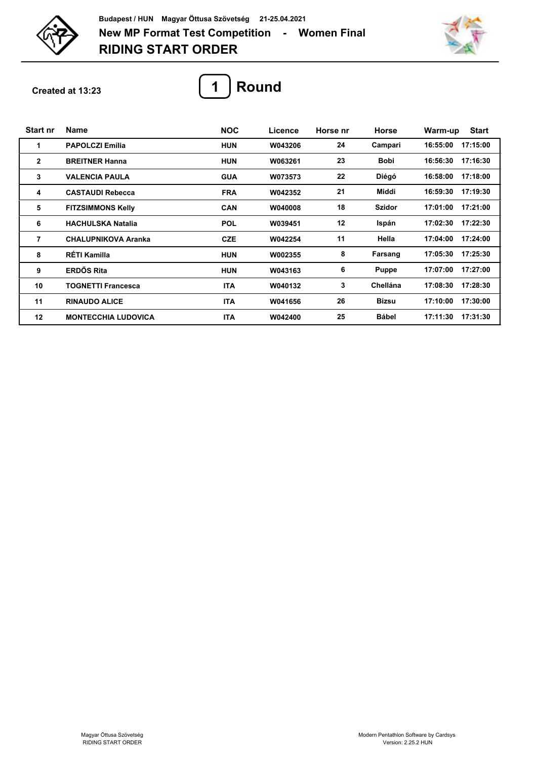Budapest / HUN Magyar Öttusa Szövetség 21-25.04.2021

# New MP Format Test Competition - Women Final

## RIDING START ORDER

Created at 13:23

## 1 Round

| Start nr | Name | NOC | Licence | Horse nr | Horse | Warm-up | Start |
|---|---|---|---|---|---|---|---|
| 1 | PAPOLCZI Emília | HUN | W043206 | 24 | Campari | 16:55:00 | 17:15:00 |
| 2 | BREITNER Hanna | HUN | W063261 | 23 | Bobi | 16:56:30 | 17:16:30 |
| 3 | VALENCIA PAULA | GUA | W073573 | 22 | Diégó | 16:58:00 | 17:18:00 |
| 4 | CASTAUDI Rebecca | FRA | W042352 | 21 | Middi | 16:59:30 | 17:19:30 |
| 5 | FITZSIMMONS Kelly | CAN | W040008 | 18 | Szidor | 17:01:00 | 17:21:00 |
| 6 | HACHULSKA Natalia | POL | W039451 | 12 | Ispán | 17:02:30 | 17:22:30 |
| 7 | CHALUPNIKOVA Aranka | CZE | W042254 | 11 | Hella | 17:04:00 | 17:24:00 |
| 8 | RÉTI Kamilla | HUN | W002355 | 8 | Farsang | 17:05:30 | 17:25:30 |
| 9 | ERDŐS Rita | HUN | W043163 | 6 | Puppe | 17:07:00 | 17:27:00 |
| 10 | TOGNETTI Francesca | ITA | W040132 | 3 | Chellána | 17:08:30 | 17:28:30 |
| 11 | RINAUDO ALICE | ITA | W041656 | 26 | Bizsu | 17:10:00 | 17:30:00 |
| 12 | MONTECCHIA LUDOVICA | ITA | W042400 | 25 | Bábel | 17:11:30 | 17:31:30 |

Magyar Öttusa Szövetség
RIDING START ORDER

Modern Pentathlon Software by Cardsys
Version: 2.25.2 HUN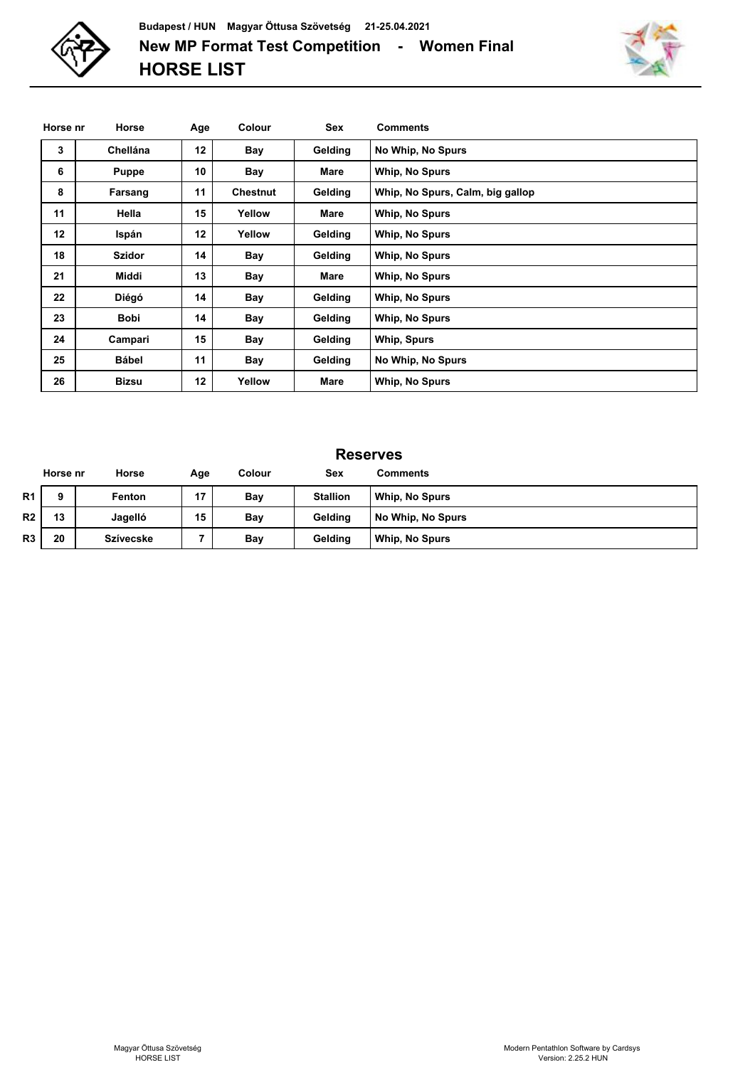Budapest / HUN Magyar Öttusa Szövetség 21-25.04.2021

# New MP Format Test Competition - Women Final

# HORSE LIST

| Horse nr | Horse | Age | Colour | Sex | Comments |
|---|---|---|---|---|---|
| 3 | Chellána | 12 | Bay | Gelding | No Whip, No Spurs |
| 6 | Puppe | 10 | Bay | Mare | Whip, No Spurs |
| 8 | Farsang | 11 | Chestnut | Gelding | Whip, No Spurs, Calm, big gallop |
| 11 | Hella | 15 | Yellow | Mare | Whip, No Spurs |
| 12 | Ispán | 12 | Yellow | Gelding | Whip, No Spurs |
| 18 | Szidor | 14 | Bay | Gelding | Whip, No Spurs |
| 21 | Middi | 13 | Bay | Mare | Whip, No Spurs |
| 22 | Diégó | 14 | Bay | Gelding | Whip, No Spurs |
| 23 | Bobi | 14 | Bay | Gelding | Whip, No Spurs |
| 24 | Campari | 15 | Bay | Gelding | Whip, Spurs |
| 25 | Bábel | 11 | Bay | Gelding | No Whip, No Spurs |
| 26 | Bizsu | 12 | Yellow | Mare | Whip, No Spurs |

## Reserves

| | Horse nr | Horse | Age | Colour | Sex | Comments |
|---|---|---|---|---|---|---|
| R1 | 9 | Fenton | 17 | Bay | Stallion | Whip, No Spurs |
| R2 | 13 | Jagelló | 15 | Bay | Gelding | No Whip, No Spurs |
| R3 | 20 | Szívecske | 7 | Bay | Gelding | Whip, No Spurs |